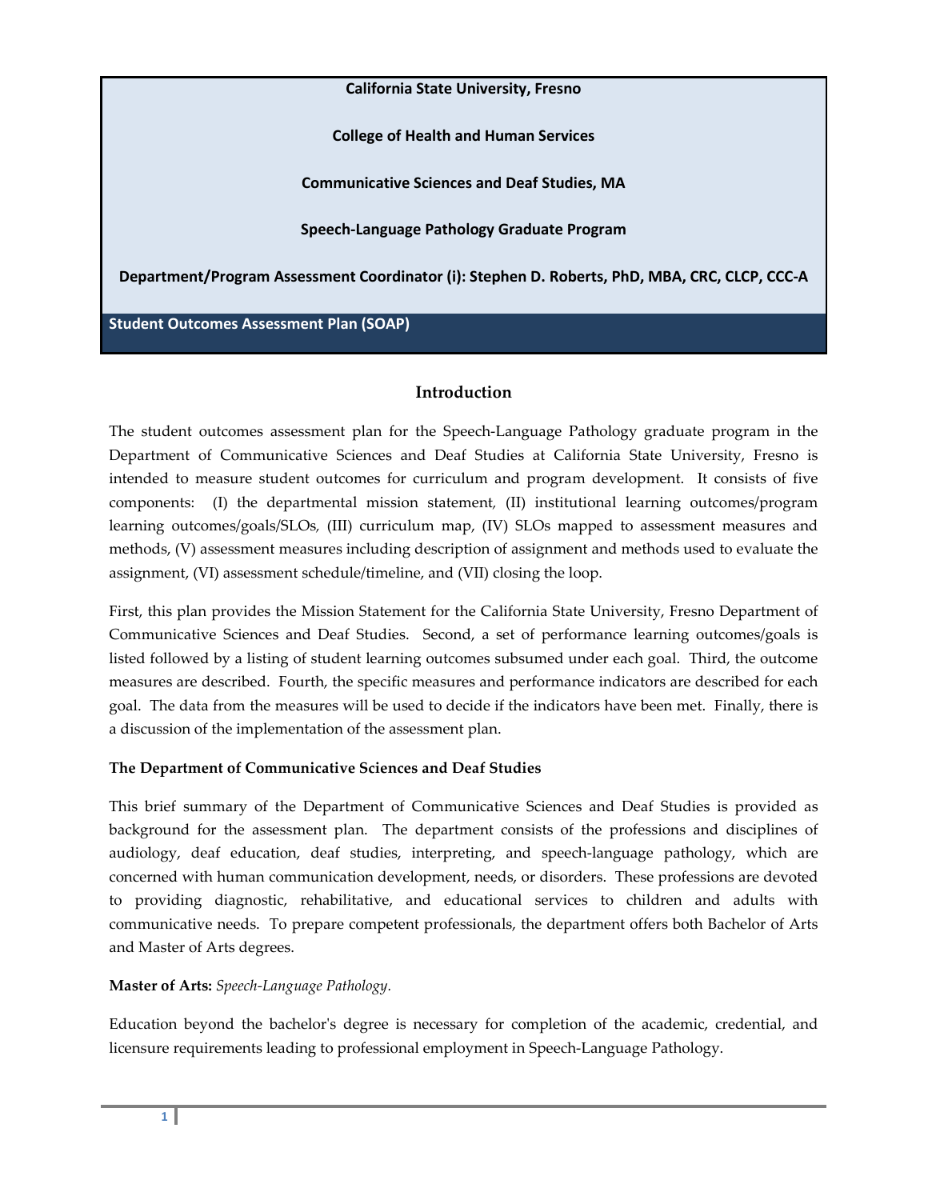**California State University, Fresno**

**College of Health and Human Services**

**Communicative Sciences and Deaf Studies, MA**

**Speech-Language Pathology Graduate Program**

**Department/Program Assessment Coordinator (i): Stephen D. Roberts, PhD, MBA, CRC, CLCP, CCC-A**

**Student Outcomes Assessment Plan (SOAP)**

## Introduction

The student outcomes assessment plan for the Speech-Language Pathology graduate program in the Department of Communicative Sciences and Deaf Studies at California State University, Fresno is intended to measure student outcomes for curriculum and program development. It consists of five components: (I) the departmental mission statement, (II) institutional learning outcomes/program learning outcomes/goals/SLOs, (III) curriculum map, (IV) SLOs mapped to assessment measures and methods, (V) assessment measures including description of assignment and methods used to evaluate the assignment, (VI) assessment schedule/timeline, and (VII) closing the loop.

First, this plan provides the Mission Statement for the California State University, Fresno Department of Communicative Sciences and Deaf Studies. Second, a set of performance learning outcomes/goals is listed followed by a listing of student learning outcomes subsumed under each goal. Third, the outcome measures are described. Fourth, the specific measures and performance indicators are described for each goal. The data from the measures will be used to decide if the indicators have been met. Finally, there is a discussion of the implementation of the assessment plan.

### The Department of Communicative Sciences and Deaf Studies

This brief summary of the Department of Communicative Sciences and Deaf Studies is provided as background for the assessment plan. The department consists of the professions and disciplines of audiology, deaf education, deaf studies, interpreting, and speech-language pathology, which are concerned with human communication development, needs, or disorders. These professions are devoted to providing diagnostic, rehabilitative, and educational services to children and adults with communicative needs. To prepare competent professionals, the department offers both Bachelor of Arts and Master of Arts degrees.

**Master of Arts:** *Speech-Language Pathology*.

Education beyond the bachelor's degree is necessary for completion of the academic, credential, and licensure requirements leading to professional employment in Speech-Language Pathology.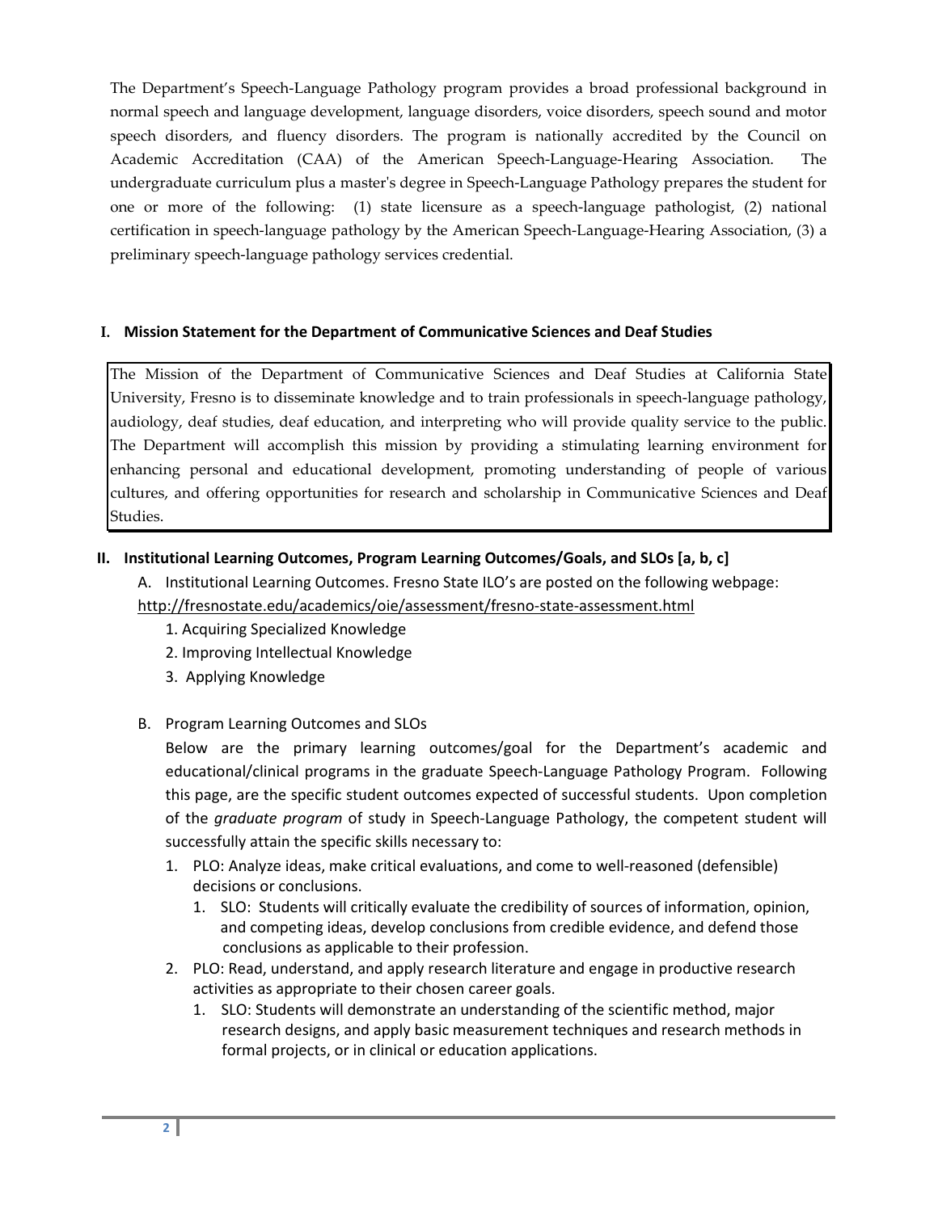The Department's Speech-Language Pathology program provides a broad professional background in normal speech and language development, language disorders, voice disorders, speech sound and motor speech disorders, and fluency disorders. The program is nationally accredited by the Council on Academic Accreditation (CAA) of the American Speech-Language-Hearing Association. The undergraduate curriculum plus a master's degree in Speech-Language Pathology prepares the student for one or more of the following: (1) state licensure as a speech-language pathologist, (2) national certification in speech-language pathology by the American Speech-Language-Hearing Association, (3) a preliminary speech-language pathology services credential.

## I. Mission Statement for the Department of Communicative Sciences and Deaf Studies

The Mission of the Department of Communicative Sciences and Deaf Studies at California State University, Fresno is to disseminate knowledge and to train professionals in speech-language pathology, audiology, deaf studies, deaf education, and interpreting who will provide quality service to the public. The Department will accomplish this mission by providing a stimulating learning environment for enhancing personal and educational development, promoting understanding of people of various cultures, and offering opportunities for research and scholarship in Communicative Sciences and Deaf Studies.

## II. Institutional Learning Outcomes, Program Learning Outcomes/Goals, and SLOs [a, b, c]

A. Institutional Learning Outcomes. Fresno State ILO's are posted on the following webpage: http://fresnostate.edu/academics/oie/assessment/fresno-state-assessment.html

1. Acquiring Specialized Knowledge
2. Improving Intellectual Knowledge
3. Applying Knowledge

B. Program Learning Outcomes and SLOs

Below are the primary learning outcomes/goal for the Department's academic and educational/clinical programs in the graduate Speech-Language Pathology Program. Following this page, are the specific student outcomes expected of successful students. Upon completion of the *graduate program* of study in Speech-Language Pathology, the competent student will successfully attain the specific skills necessary to:

1. PLO: Analyze ideas, make critical evaluations, and come to well-reasoned (defensible) decisions or conclusions.
    1. SLO: Students will critically evaluate the credibility of sources of information, opinion, and competing ideas, develop conclusions from credible evidence, and defend those conclusions as applicable to their profession.
2. PLO: Read, understand, and apply research literature and engage in productive research activities as appropriate to their chosen career goals.
    1. SLO: Students will demonstrate an understanding of the scientific method, major research designs, and apply basic measurement techniques and research methods in formal projects, or in clinical or education applications.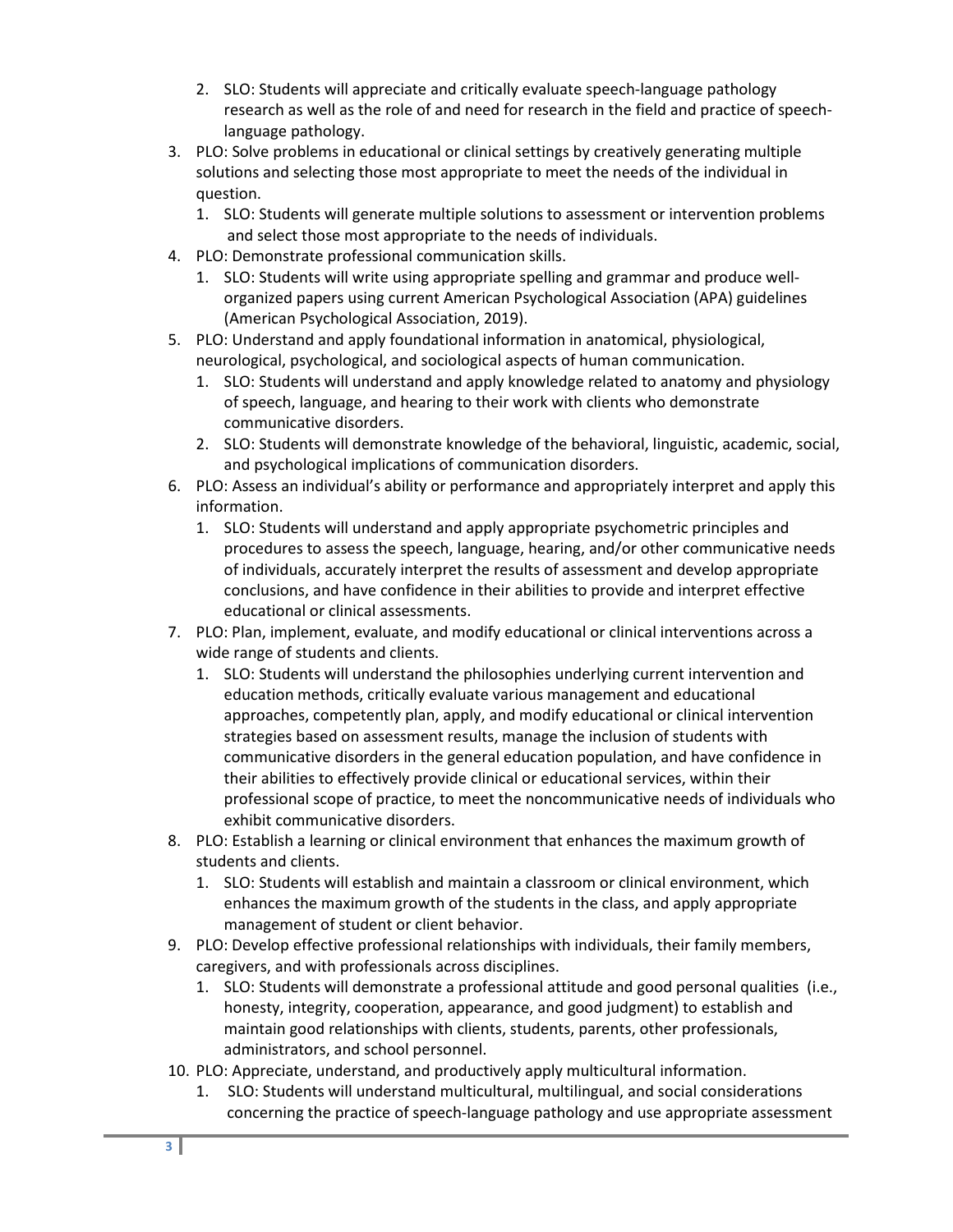2. SLO: Students will appreciate and critically evaluate speech-language pathology research as well as the role of and need for research in the field and practice of speech-language pathology.
3. PLO: Solve problems in educational or clinical settings by creatively generating multiple solutions and selecting those most appropriate to meet the needs of the individual in question.
   1. SLO: Students will generate multiple solutions to assessment or intervention problems and select those most appropriate to the needs of individuals.
4. PLO: Demonstrate professional communication skills.
   1. SLO: Students will write using appropriate spelling and grammar and produce well-organized papers using current American Psychological Association (APA) guidelines (American Psychological Association, 2019).
5. PLO: Understand and apply foundational information in anatomical, physiological, neurological, psychological, and sociological aspects of human communication.
   1. SLO: Students will understand and apply knowledge related to anatomy and physiology of speech, language, and hearing to their work with clients who demonstrate communicative disorders.
   2. SLO: Students will demonstrate knowledge of the behavioral, linguistic, academic, social, and psychological implications of communication disorders.
6. PLO: Assess an individual's ability or performance and appropriately interpret and apply this information.
   1. SLO: Students will understand and apply appropriate psychometric principles and procedures to assess the speech, language, hearing, and/or other communicative needs of individuals, accurately interpret the results of assessment and develop appropriate conclusions, and have confidence in their abilities to provide and interpret effective educational or clinical assessments.
7. PLO: Plan, implement, evaluate, and modify educational or clinical interventions across a wide range of students and clients.
   1. SLO: Students will understand the philosophies underlying current intervention and education methods, critically evaluate various management and educational approaches, competently plan, apply, and modify educational or clinical intervention strategies based on assessment results, manage the inclusion of students with communicative disorders in the general education population, and have confidence in their abilities to effectively provide clinical or educational services, within their professional scope of practice, to meet the noncommunicative needs of individuals who exhibit communicative disorders.
8. PLO: Establish a learning or clinical environment that enhances the maximum growth of students and clients.
   1. SLO: Students will establish and maintain a classroom or clinical environment, which enhances the maximum growth of the students in the class, and apply appropriate management of student or client behavior.
9. PLO: Develop effective professional relationships with individuals, their family members, caregivers, and with professionals across disciplines.
   1. SLO: Students will demonstrate a professional attitude and good personal qualities (i.e., honesty, integrity, cooperation, appearance, and good judgment) to establish and maintain good relationships with clients, students, parents, other professionals, administrators, and school personnel.
10. PLO: Appreciate, understand, and productively apply multicultural information.
    1. SLO: Students will understand multicultural, multilingual, and social considerations concerning the practice of speech-language pathology and use appropriate assessment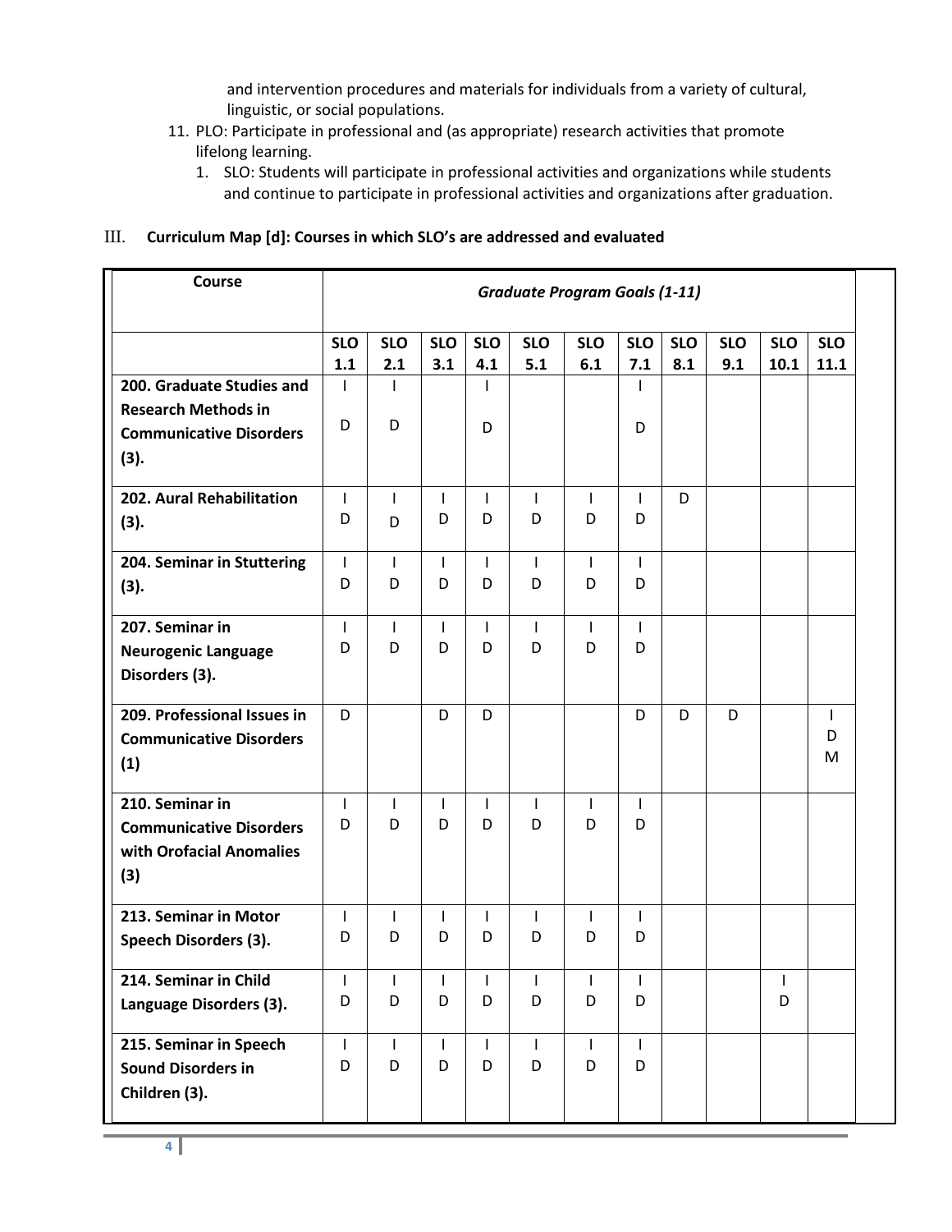and intervention procedures and materials for individuals from a variety of cultural, linguistic, or social populations.

11. PLO: Participate in professional and (as appropriate) research activities that promote lifelong learning.
    1. SLO: Students will participate in professional activities and organizations while students and continue to participate in professional activities and organizations after graduation.

## III. Curriculum Map [d]: Courses in which SLO's are addressed and evaluated

| Course | *Graduate Program Goals (1-11)* | | | | | | | | | | |
|---|---|---|---|---|---|---|---|---|---|---|---|
| | SLO 1.1 | SLO 2.1 | SLO 3.1 | SLO 4.1 | SLO 5.1 | SLO 6.1 | SLO 7.1 | SLO 8.1 | SLO 9.1 | SLO 10.1 | SLO 11.1 |
| **200. Graduate Studies and Research Methods in Communicative Disorders (3).** | I D | I D | | I D | | | I D | | | | |
| **202. Aural Rehabilitation (3).** | I D | I D | I D | I D | I D | I D | I D | D | | | |
| **204. Seminar in Stuttering (3).** | I D | I D | I D | I D | I D | I D | I D | | | | |
| **207. Seminar in Neurogenic Language Disorders (3).** | I D | I D | I D | I D | I D | I D | I D | | | | |
| **209. Professional Issues in Communicative Disorders (1)** | D | | D | D | | | D | D | D | | I D M |
| **210. Seminar in Communicative Disorders with Orofacial Anomalies (3)** | I D | I D | I D | I D | I D | I D | I D | | | | |
| **213. Seminar in Motor Speech Disorders (3).** | I D | I D | I D | I D | I D | I D | I D | | | | |
| **214. Seminar in Child Language Disorders (3).** | I D | I D | I D | I D | I D | I D | I D | | | I D | |
| **215. Seminar in Speech Sound Disorders in Children (3).** | I D | I D | I D | I D | I D | I D | I D | | | | |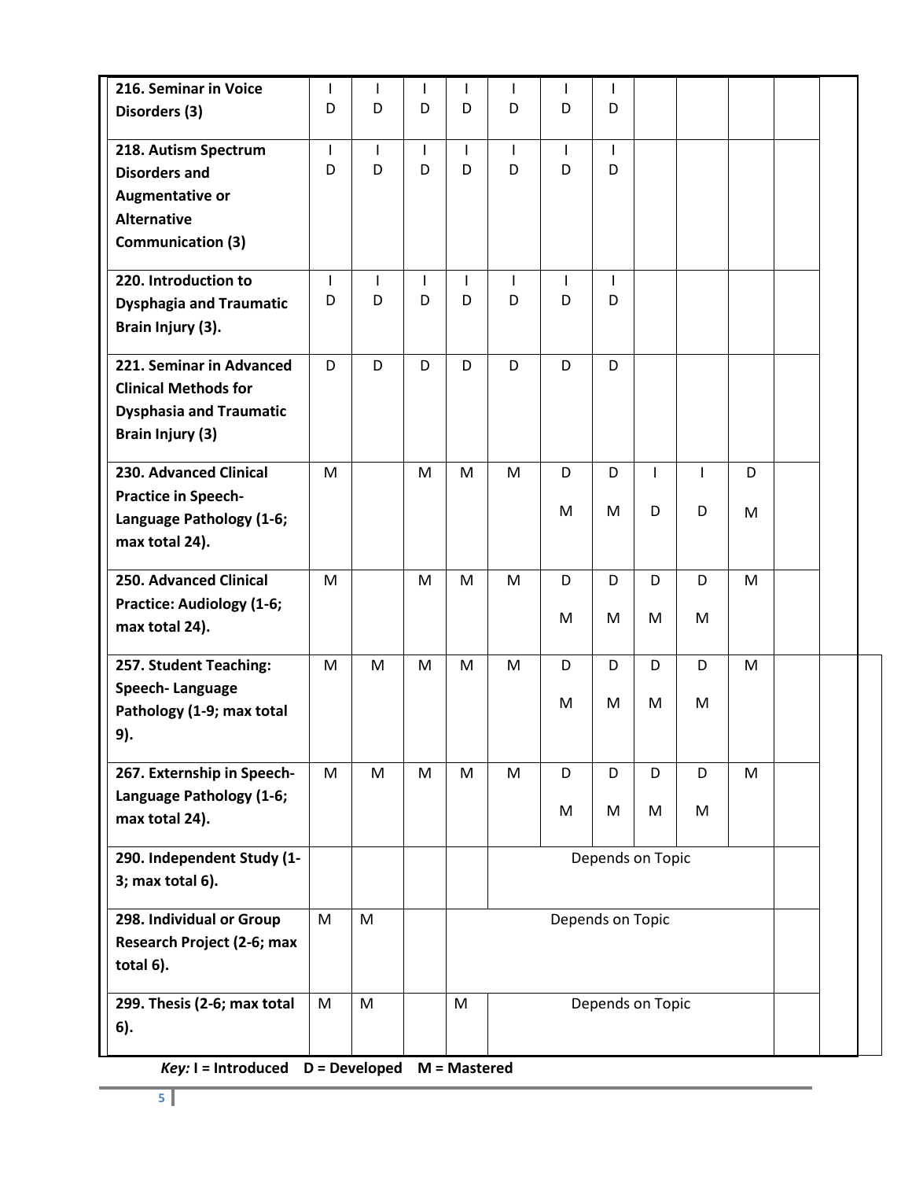| | | | | | | | | | | | |
|---|---|---|---|---|---|---|---|---|---|---|---|
| **216. Seminar in Voice Disorders (3)** | I D | I D | I D | I D | I D | I D | I D | | | | |
| **218. Autism Spectrum Disorders and Augmentative or Alternative Communication (3)** | I D | I D | I D | I D | I D | I D | I D | | | | |
| **220. Introduction to Dysphagia and Traumatic Brain Injury (3).** | I D | I D | I D | I D | I D | I D | I D | | | | |
| **221. Seminar in Advanced Clinical Methods for Dysphasia and Traumatic Brain Injury (3)** | D | D | D | D | D | D | D | | | | |
| **230. Advanced Clinical Practice in Speech-Language Pathology (1-6; max total 24).** | M | | M | M | M | D M | D M | I D | I D | D M | |
| **250. Advanced Clinical Practice: Audiology (1-6; max total 24).** | M | | M | M | M | D M | D M | D M | D M | M | |
| **257. Student Teaching: Speech- Language Pathology (1-9; max total 9).** | M | M | M | M | M | D M | D M | D M | D M | M | |
| **267. Externship in Speech-Language Pathology (1-6; max total 24).** | M | M | M | M | M | D M | D M | D M | D M | M | |
| **290. Independent Study (1-3; max total 6).** | | | | | Depends on Topic | | | | | | |
| **298. Individual or Group Research Project (2-6; max total 6).** | M | M | | Depends on Topic | | | | | | | |
| **299. Thesis (2-6; max total 6).** | M | M | | M | Depends on Topic | | | | | | |

***Key:* I = Introduced D = Developed M = Mastered**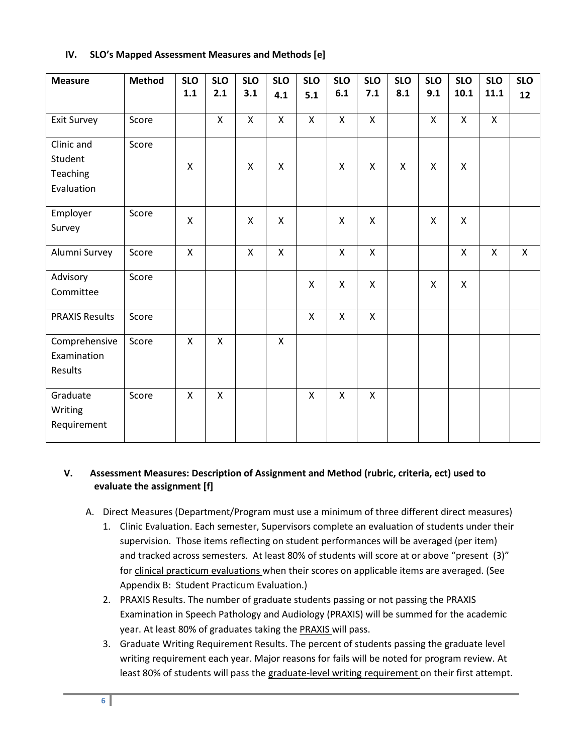## IV. SLO's Mapped Assessment Measures and Methods [e]

| Measure | Method | SLO 1.1 | SLO 2.1 | SLO 3.1 | SLO 4.1 | SLO 5.1 | SLO 6.1 | SLO 7.1 | SLO 8.1 | SLO 9.1 | SLO 10.1 | SLO 11.1 | SLO 12 |
|---|---|---|---|---|---|---|---|---|---|---|---|---|---|
| Exit Survey | Score | | X | X | X | X | X | X | | X | X | X | |
| Clinic and Student Teaching Evaluation | Score | X | | X | X | | X | X | X | X | X | | |
| Employer Survey | Score | X | | X | X | | X | X | | X | X | | |
| Alumni Survey | Score | X | | X | X | | X | X | | | X | X | X |
| Advisory Committee | Score | | | | | X | X | X | | X | X | | |
| PRAXIS Results | Score | | | | | X | X | X | | | | | |
| Comprehensive Examination Results | Score | X | X | | X | | | | | | | | |
| Graduate Writing Requirement | Score | X | X | | | X | X | X | | | | | |

## V. Assessment Measures: Description of Assignment and Method (rubric, criteria, ect) used to evaluate the assignment [f]

A. Direct Measures (Department/Program must use a minimum of three different direct measures)

1. Clinic Evaluation. Each semester, Supervisors complete an evaluation of students under their supervision. Those items reflecting on student performances will be averaged (per item) and tracked across semesters. At least 80% of students will score at or above "present (3)" for clinical practicum evaluations when their scores on applicable items are averaged. (See Appendix B: Student Practicum Evaluation.)
2. PRAXIS Results. The number of graduate students passing or not passing the PRAXIS Examination in Speech Pathology and Audiology (PRAXIS) will be summed for the academic year. At least 80% of graduates taking the PRAXIS will pass.
3. Graduate Writing Requirement Results. The percent of students passing the graduate level writing requirement each year. Major reasons for fails will be noted for program review. At least 80% of students will pass the graduate-level writing requirement on their first attempt.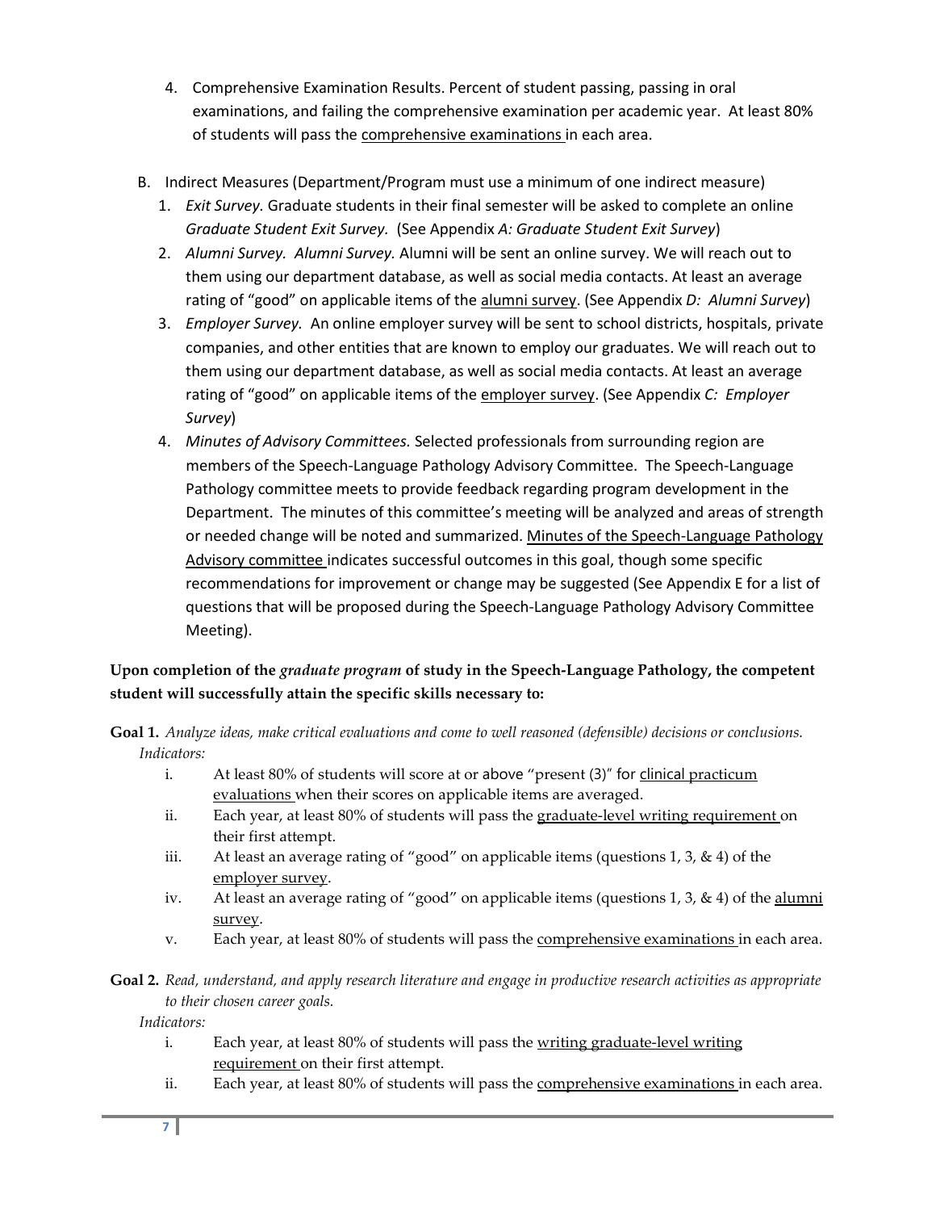4. Comprehensive Examination Results. Percent of student passing, passing in oral examinations, and failing the comprehensive examination per academic year. At least 80% of students will pass the comprehensive examinations in each area.

B. Indirect Measures (Department/Program must use a minimum of one indirect measure)

1. *Exit Survey.* Graduate students in their final semester will be asked to complete an online *Graduate Student Exit Survey.* (See Appendix *A: Graduate Student Exit Survey*)
2. *Alumni Survey. Alumni Survey.* Alumni will be sent an online survey. We will reach out to them using our department database, as well as social media contacts. At least an average rating of "good" on applicable items of the alumni survey. (See Appendix *D: Alumni Survey*)
3. *Employer Survey.* An online employer survey will be sent to school districts, hospitals, private companies, and other entities that are known to employ our graduates. We will reach out to them using our department database, as well as social media contacts. At least an average rating of "good" on applicable items of the employer survey. (See Appendix *C: Employer Survey*)
4. *Minutes of Advisory Committees.* Selected professionals from surrounding region are members of the Speech-Language Pathology Advisory Committee. The Speech-Language Pathology committee meets to provide feedback regarding program development in the Department. The minutes of this committee's meeting will be analyzed and areas of strength or needed change will be noted and summarized. Minutes of the Speech-Language Pathology Advisory committee indicates successful outcomes in this goal, though some specific recommendations for improvement or change may be suggested (See Appendix E for a list of questions that will be proposed during the Speech-Language Pathology Advisory Committee Meeting).

**Upon completion of the *graduate program* of study in the Speech-Language Pathology, the competent student will successfully attain the specific skills necessary to:**

**Goal 1.** *Analyze ideas, make critical evaluations and come to well reasoned (defensible) decisions or conclusions.*

*Indicators:*

- i. At least 80% of students will score at or above "present (3)" for clinical practicum evaluations when their scores on applicable items are averaged.
- ii. Each year, at least 80% of students will pass the graduate-level writing requirement on their first attempt.
- iii. At least an average rating of "good" on applicable items (questions 1, 3, & 4) of the employer survey.
- iv. At least an average rating of "good" on applicable items (questions 1, 3, & 4) of the alumni survey.
- v. Each year, at least 80% of students will pass the comprehensive examinations in each area.

**Goal 2.** *Read, understand, and apply research literature and engage in productive research activities as appropriate to their chosen career goals.*

*Indicators:*

- i. Each year, at least 80% of students will pass the writing graduate-level writing requirement on their first attempt.
- ii. Each year, at least 80% of students will pass the comprehensive examinations in each area.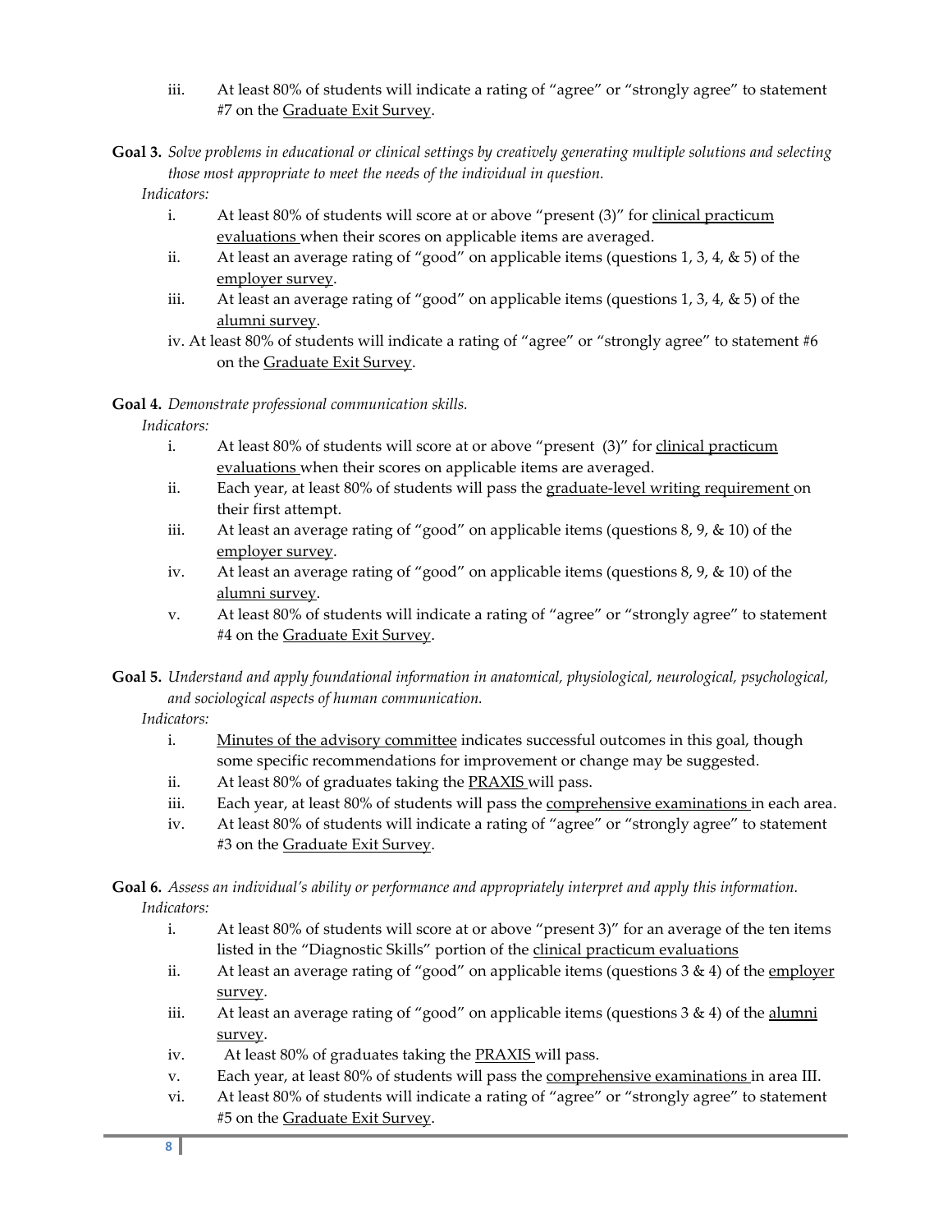iii. At least 80% of students will indicate a rating of "agree" or "strongly agree" to statement #7 on the Graduate Exit Survey.

**Goal 3.** *Solve problems in educational or clinical settings by creatively generating multiple solutions and selecting those most appropriate to meet the needs of the individual in question.*

*Indicators:*

i. At least 80% of students will score at or above "present (3)" for clinical practicum evaluations when their scores on applicable items are averaged.

ii. At least an average rating of "good" on applicable items (questions 1, 3, 4, & 5) of the employer survey.

iii. At least an average rating of "good" on applicable items (questions 1, 3, 4, & 5) of the alumni survey.

iv. At least 80% of students will indicate a rating of "agree" or "strongly agree" to statement #6 on the Graduate Exit Survey.

**Goal 4.** *Demonstrate professional communication skills.*

*Indicators:*

i. At least 80% of students will score at or above "present (3)" for clinical practicum evaluations when their scores on applicable items are averaged.

ii. Each year, at least 80% of students will pass the graduate-level writing requirement on their first attempt.

iii. At least an average rating of "good" on applicable items (questions 8, 9, & 10) of the employer survey.

iv. At least an average rating of "good" on applicable items (questions 8, 9, & 10) of the alumni survey.

v. At least 80% of students will indicate a rating of "agree" or "strongly agree" to statement #4 on the Graduate Exit Survey.

**Goal 5.** *Understand and apply foundational information in anatomical, physiological, neurological, psychological, and sociological aspects of human communication.*

*Indicators:*

i. Minutes of the advisory committee indicates successful outcomes in this goal, though some specific recommendations for improvement or change may be suggested.

ii. At least 80% of graduates taking the PRAXIS will pass.

iii. Each year, at least 80% of students will pass the comprehensive examinations in each area.

iv. At least 80% of students will indicate a rating of "agree" or "strongly agree" to statement #3 on the Graduate Exit Survey.

**Goal 6.** *Assess an individual's ability or performance and appropriately interpret and apply this information.*

*Indicators:*

i. At least 80% of students will score at or above "present 3)" for an average of the ten items listed in the "Diagnostic Skills" portion of the clinical practicum evaluations

ii. At least an average rating of "good" on applicable items (questions 3 & 4) of the employer survey.

iii. At least an average rating of "good" on applicable items (questions 3 & 4) of the alumni survey.

iv. At least 80% of graduates taking the PRAXIS will pass.

v. Each year, at least 80% of students will pass the comprehensive examinations in area III.

vi. At least 80% of students will indicate a rating of "agree" or "strongly agree" to statement #5 on the Graduate Exit Survey.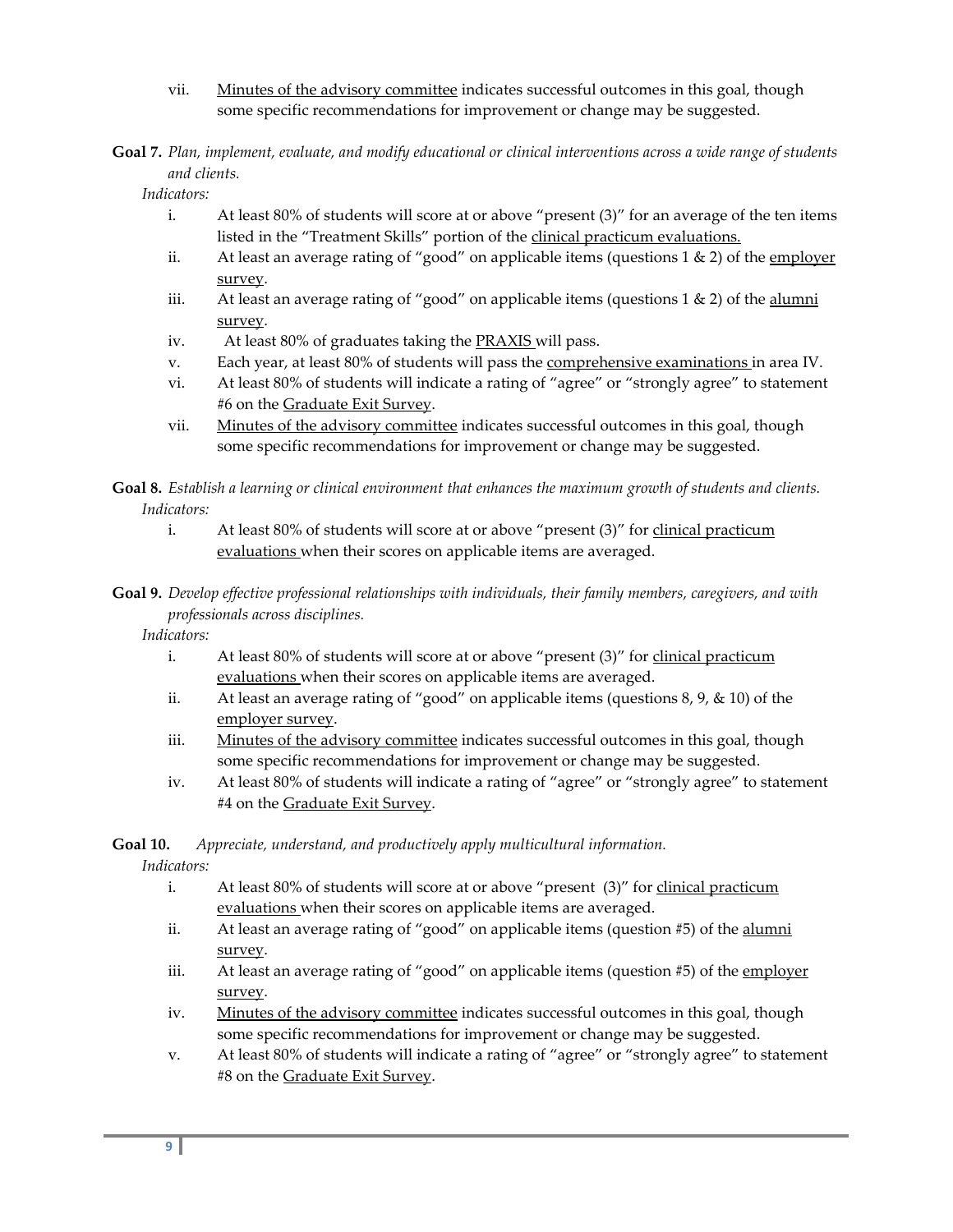vii. Minutes of the advisory committee indicates successful outcomes in this goal, though some specific recommendations for improvement or change may be suggested.

**Goal 7.** *Plan, implement, evaluate, and modify educational or clinical interventions across a wide range of students and clients.*

*Indicators:*

i. At least 80% of students will score at or above "present (3)" for an average of the ten items listed in the "Treatment Skills" portion of the clinical practicum evaluations.

ii. At least an average rating of "good" on applicable items (questions 1 & 2) of the employer survey.

iii. At least an average rating of "good" on applicable items (questions 1 & 2) of the alumni survey.

iv. At least 80% of graduates taking the PRAXIS will pass.

v. Each year, at least 80% of students will pass the comprehensive examinations in area IV.

vi. At least 80% of students will indicate a rating of "agree" or "strongly agree" to statement #6 on the Graduate Exit Survey.

vii. Minutes of the advisory committee indicates successful outcomes in this goal, though some specific recommendations for improvement or change may be suggested.

**Goal 8.** *Establish a learning or clinical environment that enhances the maximum growth of students and clients.*

*Indicators:*

i. At least 80% of students will score at or above "present (3)" for clinical practicum evaluations when their scores on applicable items are averaged.

**Goal 9.** *Develop effective professional relationships with individuals, their family members, caregivers, and with professionals across disciplines.*

*Indicators:*

i. At least 80% of students will score at or above "present (3)" for clinical practicum evaluations when their scores on applicable items are averaged.

ii. At least an average rating of "good" on applicable items (questions 8, 9, & 10) of the employer survey.

iii. Minutes of the advisory committee indicates successful outcomes in this goal, though some specific recommendations for improvement or change may be suggested.

iv. At least 80% of students will indicate a rating of "agree" or "strongly agree" to statement #4 on the Graduate Exit Survey.

**Goal 10.** *Appreciate, understand, and productively apply multicultural information.*

*Indicators:*

i. At least 80% of students will score at or above "present (3)" for clinical practicum evaluations when their scores on applicable items are averaged.

ii. At least an average rating of "good" on applicable items (question #5) of the alumni survey.

iii. At least an average rating of "good" on applicable items (question #5) of the employer survey.

iv. Minutes of the advisory committee indicates successful outcomes in this goal, though some specific recommendations for improvement or change may be suggested.

v. At least 80% of students will indicate a rating of "agree" or "strongly agree" to statement #8 on the Graduate Exit Survey.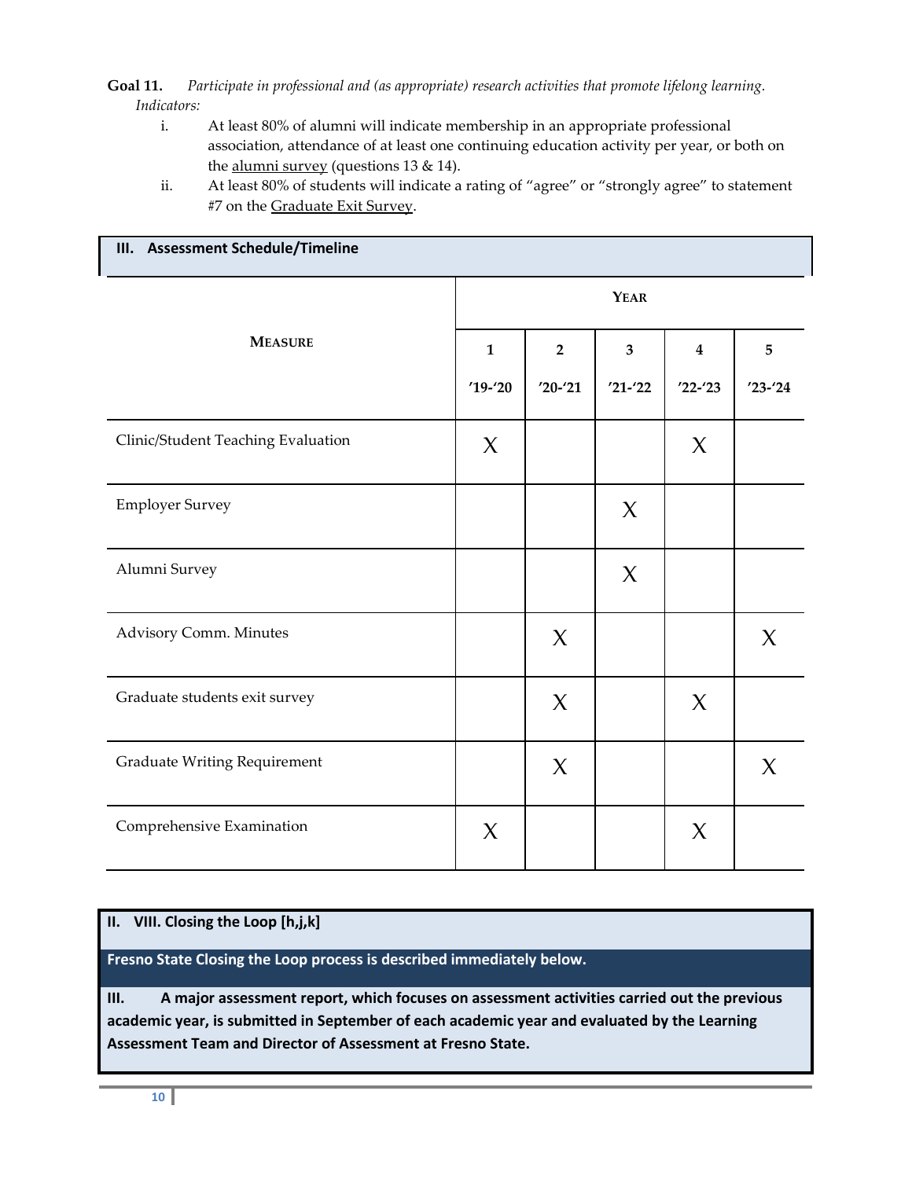**Goal 11.** *Participate in professional and (as appropriate) research activities that promote lifelong learning.*

*Indicators:*

i. At least 80% of alumni will indicate membership in an appropriate professional association, attendance of at least one continuing education activity per year, or both on the alumni survey (questions 13 & 14).

ii. At least 80% of students will indicate a rating of "agree" or "strongly agree" to statement #7 on the Graduate Exit Survey.

## III. Assessment Schedule/Timeline

| MEASURE | YEAR | | | | |
|---|---|---|---|---|---|
| | 1<br>'19-'20 | 2<br>'20-'21 | 3<br>'21-'22 | 4<br>'22-'23 | 5<br>'23-'24 |
| Clinic/Student Teaching Evaluation | X | | | X | |
| Employer Survey | | | X | | |
| Alumni Survey | | | X | | |
| Advisory Comm. Minutes | | X | | | X |
| Graduate students exit survey | | X | | X | |
| Graduate Writing Requirement | | X | | | X |
| Comprehensive Examination | X | | | X | |

## II. VIII. Closing the Loop [h,j,k]

**Fresno State Closing the Loop process is described immediately below.**

**III. A major assessment report, which focuses on assessment activities carried out the previous academic year, is submitted in September of each academic year and evaluated by the Learning Assessment Team and Director of Assessment at Fresno State.**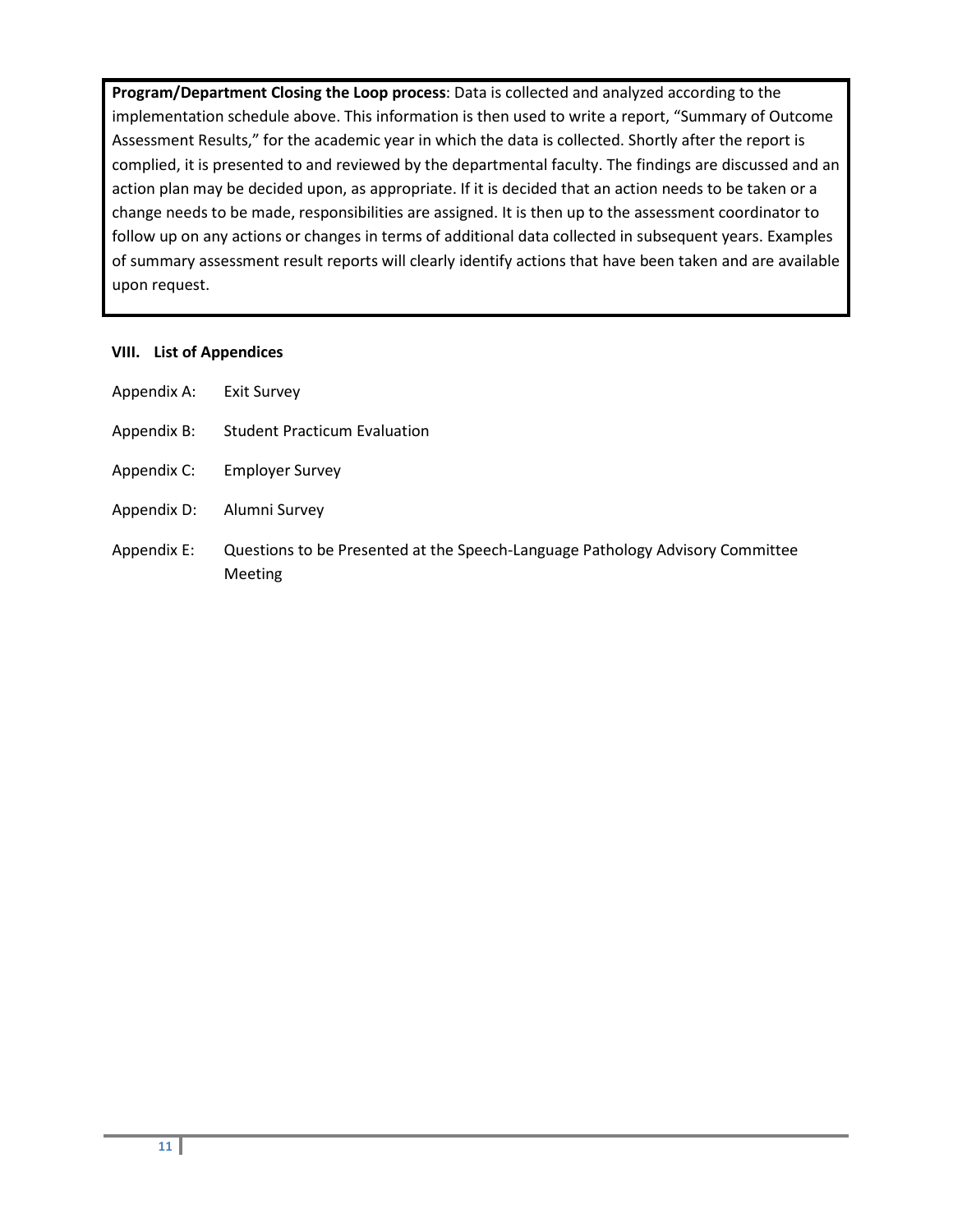**Program/Department Closing the Loop process**: Data is collected and analyzed according to the implementation schedule above. This information is then used to write a report, "Summary of Outcome Assessment Results," for the academic year in which the data is collected. Shortly after the report is complied, it is presented to and reviewed by the departmental faculty. The findings are discussed and an action plan may be decided upon, as appropriate. If it is decided that an action needs to be taken or a change needs to be made, responsibilities are assigned. It is then up to the assessment coordinator to follow up on any actions or changes in terms of additional data collected in subsequent years. Examples of summary assessment result reports will clearly identify actions that have been taken and are available upon request.

## VIII. List of Appendices

Appendix A: Exit Survey

Appendix B: Student Practicum Evaluation

Appendix C: Employer Survey

Appendix D: Alumni Survey

Appendix E: Questions to be Presented at the Speech-Language Pathology Advisory Committee Meeting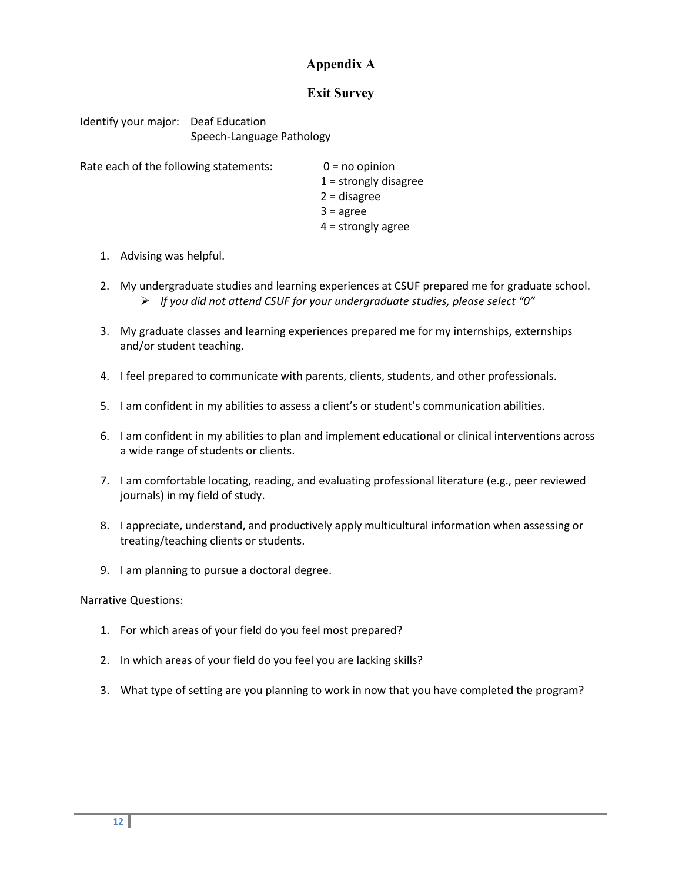# Appendix A

## Exit Survey

Identify your major: Deaf Education
Speech-Language Pathology

Rate each of the following statements:

0 = no opinion
1 = strongly disagree
2 = disagree
3 = agree
4 = strongly agree

1. Advising was helpful.

2. My undergraduate studies and learning experiences at CSUF prepared me for graduate school.
   - *If you did not attend CSUF for your undergraduate studies, please select "0"*

3. My graduate classes and learning experiences prepared me for my internships, externships and/or student teaching.

4. I feel prepared to communicate with parents, clients, students, and other professionals.

5. I am confident in my abilities to assess a client's or student's communication abilities.

6. I am confident in my abilities to plan and implement educational or clinical interventions across a wide range of students or clients.

7. I am comfortable locating, reading, and evaluating professional literature (e.g., peer reviewed journals) in my field of study.

8. I appreciate, understand, and productively apply multicultural information when assessing or treating/teaching clients or students.

9. I am planning to pursue a doctoral degree.

Narrative Questions:

1. For which areas of your field do you feel most prepared?

2. In which areas of your field do you feel you are lacking skills?

3. What type of setting are you planning to work in now that you have completed the program?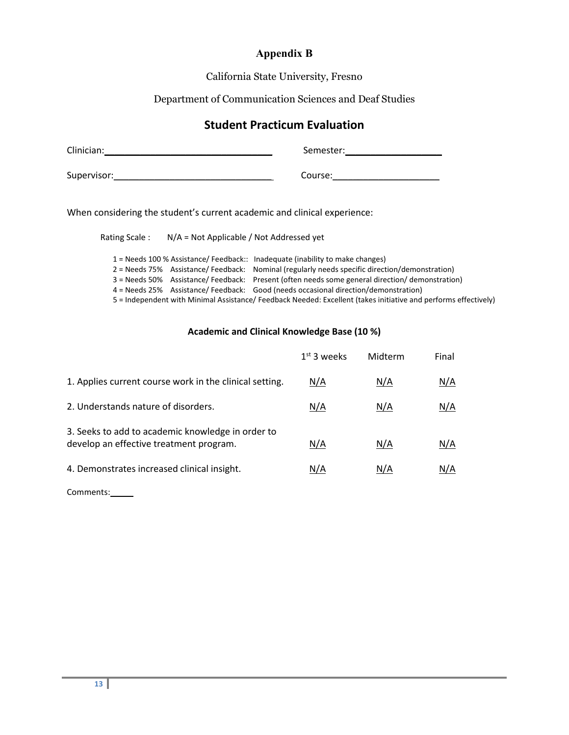# Appendix B

California State University, Fresno

Department of Communication Sciences and Deaf Studies

## Student Practicum Evaluation

Clinician:\_\_\_\_\_\_\_\_\_\_\_\_\_\_\_\_\_\_\_\_\_\_\_\_\_\_\_\_\_\_\_\_ Semester:\_\_\_\_\_\_\_\_\_\_\_\_\_\_\_\_\_\_

Supervisor:\_\_\_\_\_\_\_\_\_\_\_\_\_\_\_\_\_\_\_\_\_\_\_\_\_\_\_\_\_\_ Course:\_\_\_\_\_\_\_\_\_\_\_\_\_\_\_\_\_\_\_\_

When considering the student's current academic and clinical experience:

Rating Scale : N/A = Not Applicable / Not Addressed yet

1 = Needs 100 % Assistance/ Feedback:: Inadequate (inability to make changes)
2 = Needs 75% Assistance/ Feedback: Nominal (regularly needs specific direction/demonstration)
3 = Needs 50% Assistance/ Feedback: Present (often needs some general direction/ demonstration)
4 = Needs 25% Assistance/ Feedback: Good (needs occasional direction/demonstration)
5 = Independent with Minimal Assistance/ Feedback Needed: Excellent (takes initiative and performs effectively)

### Academic and Clinical Knowledge Base (10 %)

| | 1st 3 weeks | Midterm | Final |
|---|---|---|---|
| 1. Applies current course work in the clinical setting. | N/A | N/A | N/A |
| 2. Understands nature of disorders. | N/A | N/A | N/A |
| 3. Seeks to add to academic knowledge in order to develop an effective treatment program. | N/A | N/A | N/A |
| 4. Demonstrates increased clinical insight. | N/A | N/A | N/A |

Comments:\_\_\_\_\_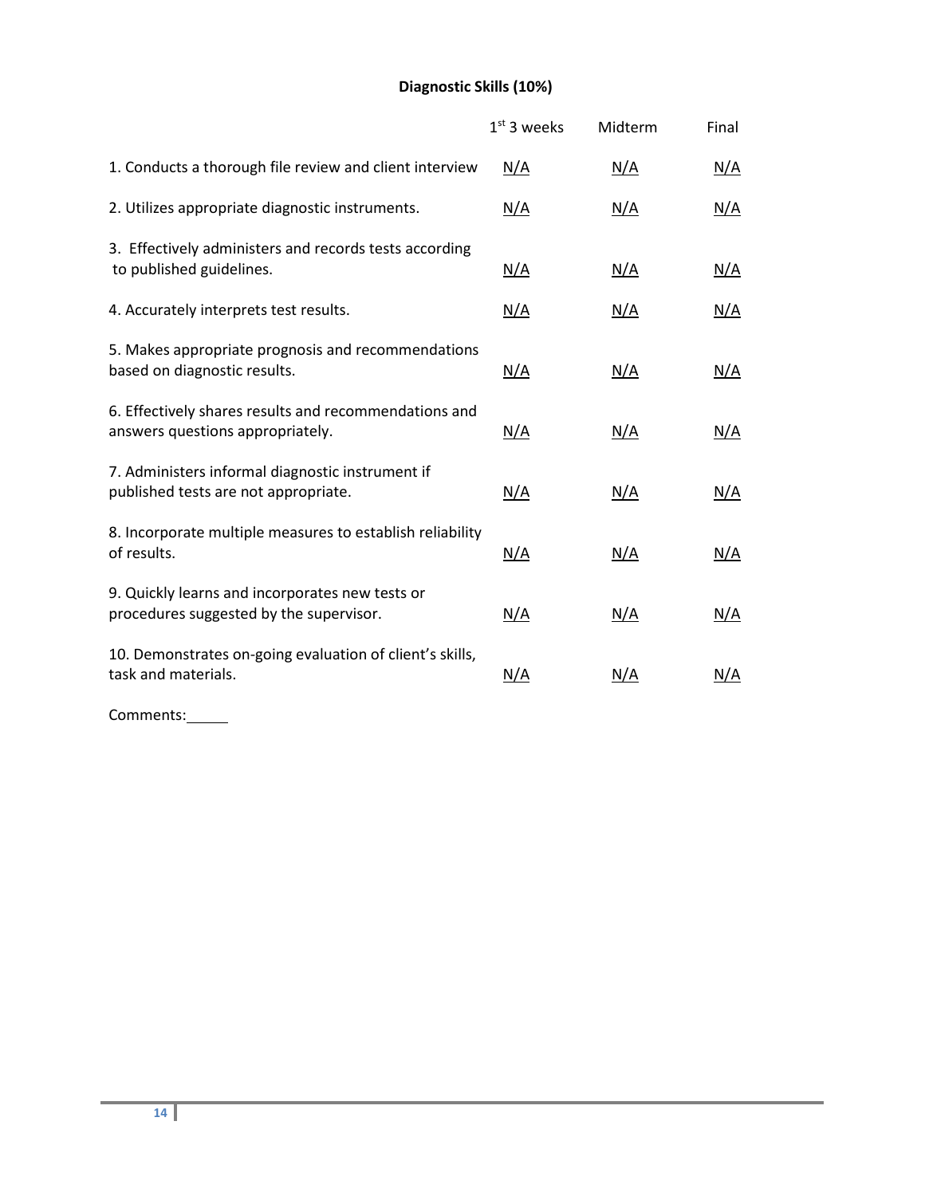## Diagnostic Skills (10%)

| | 1st 3 weeks | Midterm | Final |
|---|---|---|---|
| 1. Conducts a thorough file review and client interview | N/A | N/A | N/A |
| 2. Utilizes appropriate diagnostic instruments. | N/A | N/A | N/A |
| 3. Effectively administers and records tests according to published guidelines. | N/A | N/A | N/A |
| 4. Accurately interprets test results. | N/A | N/A | N/A |
| 5. Makes appropriate prognosis and recommendations based on diagnostic results. | N/A | N/A | N/A |
| 6. Effectively shares results and recommendations and answers questions appropriately. | N/A | N/A | N/A |
| 7. Administers informal diagnostic instrument if published tests are not appropriate. | N/A | N/A | N/A |
| 8. Incorporate multiple measures to establish reliability of results. | N/A | N/A | N/A |
| 9. Quickly learns and incorporates new tests or procedures suggested by the supervisor. | N/A | N/A | N/A |
| 10. Demonstrates on-going evaluation of client's skills, task and materials. | N/A | N/A | N/A |

Comments:_____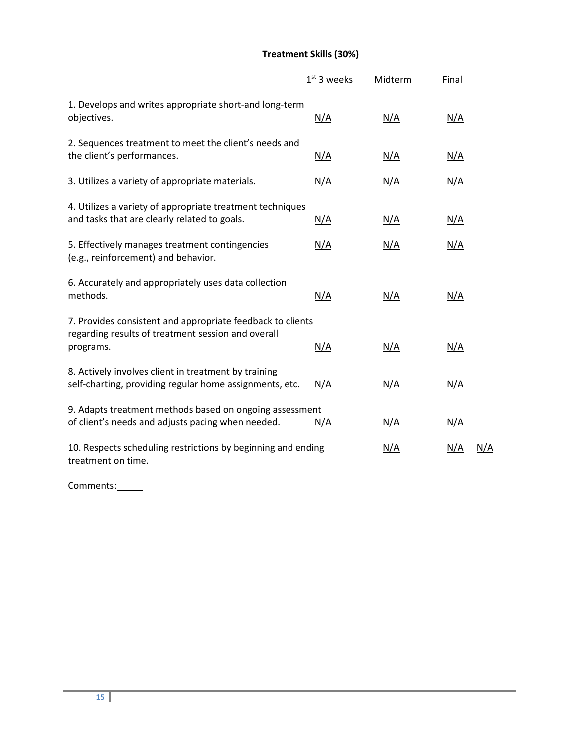### Treatment Skills (30%)

| | 1st 3 weeks | Midterm | Final | |
|---|---|---|---|---|
| 1. Develops and writes appropriate short-and long-term objectives. | N/A | N/A | N/A | |
| 2. Sequences treatment to meet the client's needs and the client's performances. | N/A | N/A | N/A | |
| 3. Utilizes a variety of appropriate materials. | N/A | N/A | N/A | |
| 4. Utilizes a variety of appropriate treatment techniques and tasks that are clearly related to goals. | N/A | N/A | N/A | |
| 5. Effectively manages treatment contingencies (e.g., reinforcement) and behavior. | N/A | N/A | N/A | |
| 6. Accurately and appropriately uses data collection methods. | N/A | N/A | N/A | |
| 7. Provides consistent and appropriate feedback to clients regarding results of treatment session and overall programs. | N/A | N/A | N/A | |
| 8. Actively involves client in treatment by training self-charting, providing regular home assignments, etc. | N/A | N/A | N/A | |
| 9. Adapts treatment methods based on ongoing assessment of client's needs and adjusts pacing when needed. | N/A | N/A | N/A | |
| 10. Respects scheduling restrictions by beginning and ending treatment on time. | | N/A | N/A | N/A |

Comments:_____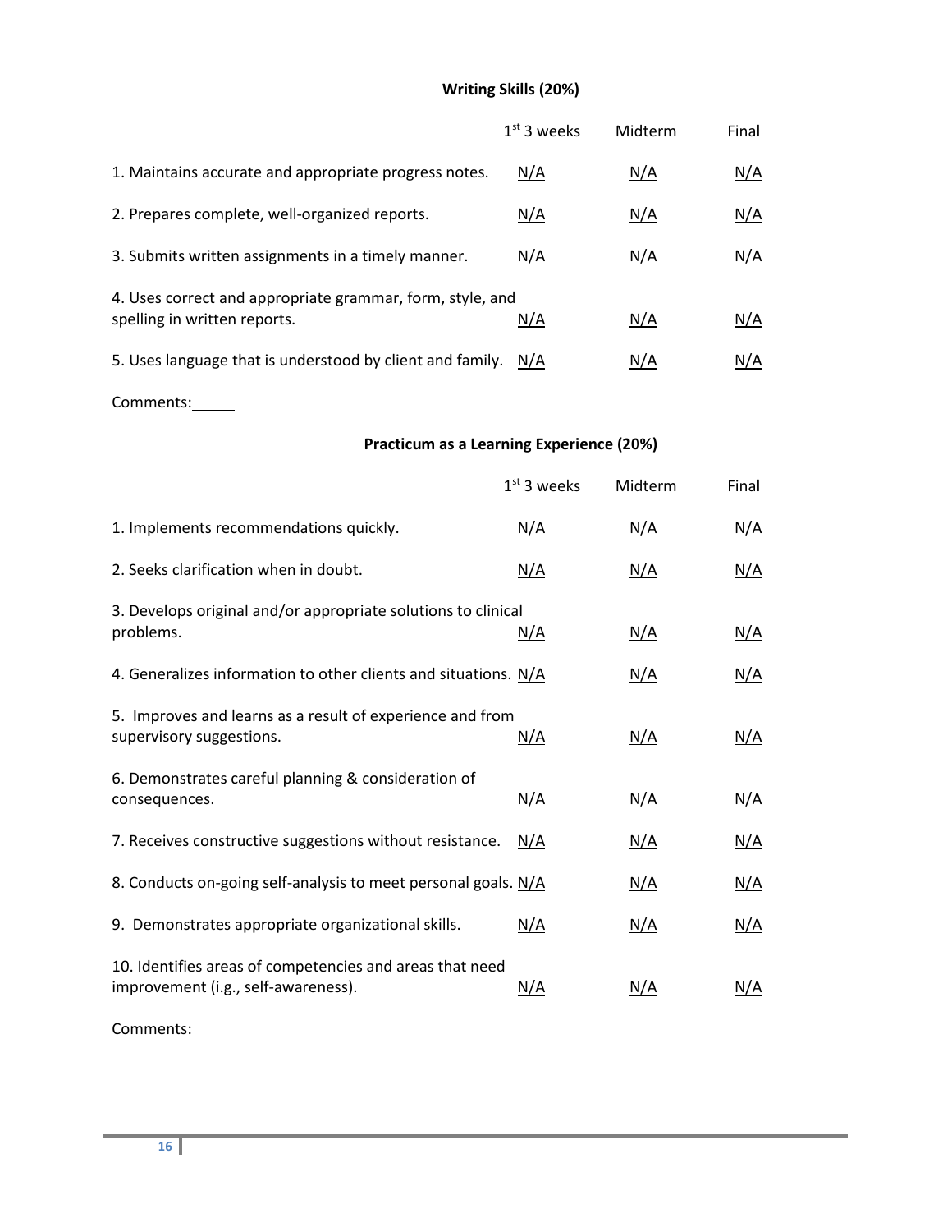## Writing Skills (20%)

| | 1st 3 weeks | Midterm | Final |
|---|---|---|---|
| 1. Maintains accurate and appropriate progress notes. | N/A | N/A | N/A |
| 2. Prepares complete, well-organized reports. | N/A | N/A | N/A |
| 3. Submits written assignments in a timely manner. | N/A | N/A | N/A |
| 4. Uses correct and appropriate grammar, form, style, and spelling in written reports. | N/A | N/A | N/A |
| 5. Uses language that is understood by client and family. | N/A | N/A | N/A |

Comments:

## Practicum as a Learning Experience (20%)

| | 1st 3 weeks | Midterm | Final |
|---|---|---|---|
| 1. Implements recommendations quickly. | N/A | N/A | N/A |
| 2. Seeks clarification when in doubt. | N/A | N/A | N/A |
| 3. Develops original and/or appropriate solutions to clinical problems. | N/A | N/A | N/A |
| 4. Generalizes information to other clients and situations. | N/A | N/A | N/A |
| 5. Improves and learns as a result of experience and from supervisory suggestions. | N/A | N/A | N/A |
| 6. Demonstrates careful planning & consideration of consequences. | N/A | N/A | N/A |
| 7. Receives constructive suggestions without resistance. | N/A | N/A | N/A |
| 8. Conducts on-going self-analysis to meet personal goals. | N/A | N/A | N/A |
| 9. Demonstrates appropriate organizational skills. | N/A | N/A | N/A |
| 10. Identifies areas of competencies and areas that need improvement (i.e., self-awareness). | N/A | N/A | N/A |

Comments: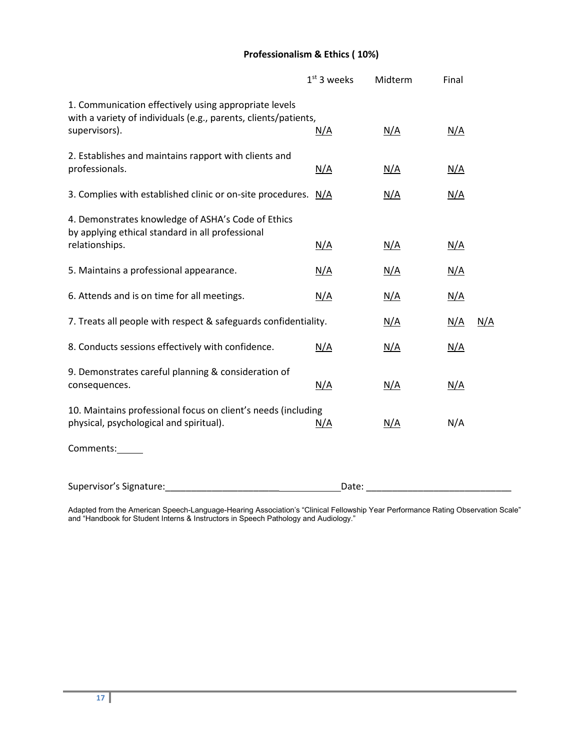**Professionalism & Ethics ( 10%)**

| | 1st 3 weeks | Midterm | Final | |
|---|---|---|---|---|
| 1. Communication effectively using appropriate levels with a variety of individuals (e.g., parents, clients/patients, supervisors). | N/A | N/A | N/A | |
| 2. Establishes and maintains rapport with clients and professionals. | N/A | N/A | N/A | |
| 3. Complies with established clinic or on-site procedures. | N/A | N/A | N/A | |
| 4. Demonstrates knowledge of ASHA's Code of Ethics by applying ethical standard in all professional relationships. | N/A | N/A | N/A | |
| 5. Maintains a professional appearance. | N/A | N/A | N/A | |
| 6. Attends and is on time for all meetings. | N/A | N/A | N/A | |
| 7. Treats all people with respect & safeguards confidentiality. | | N/A | N/A | N/A |
| 8. Conducts sessions effectively with confidence. | N/A | N/A | N/A | |
| 9. Demonstrates careful planning & consideration of consequences. | N/A | N/A | N/A | |
| 10. Maintains professional focus on client's needs (including physical, psychological and spiritual). | N/A | N/A | N/A | |

Comments:_____

Supervisor's Signature:___________________________________ Date: ____________________________

Adapted from the American Speech-Language-Hearing Association's "Clinical Fellowship Year Performance Rating Observation Scale" and "Handbook for Student Interns & Instructors in Speech Pathology and Audiology."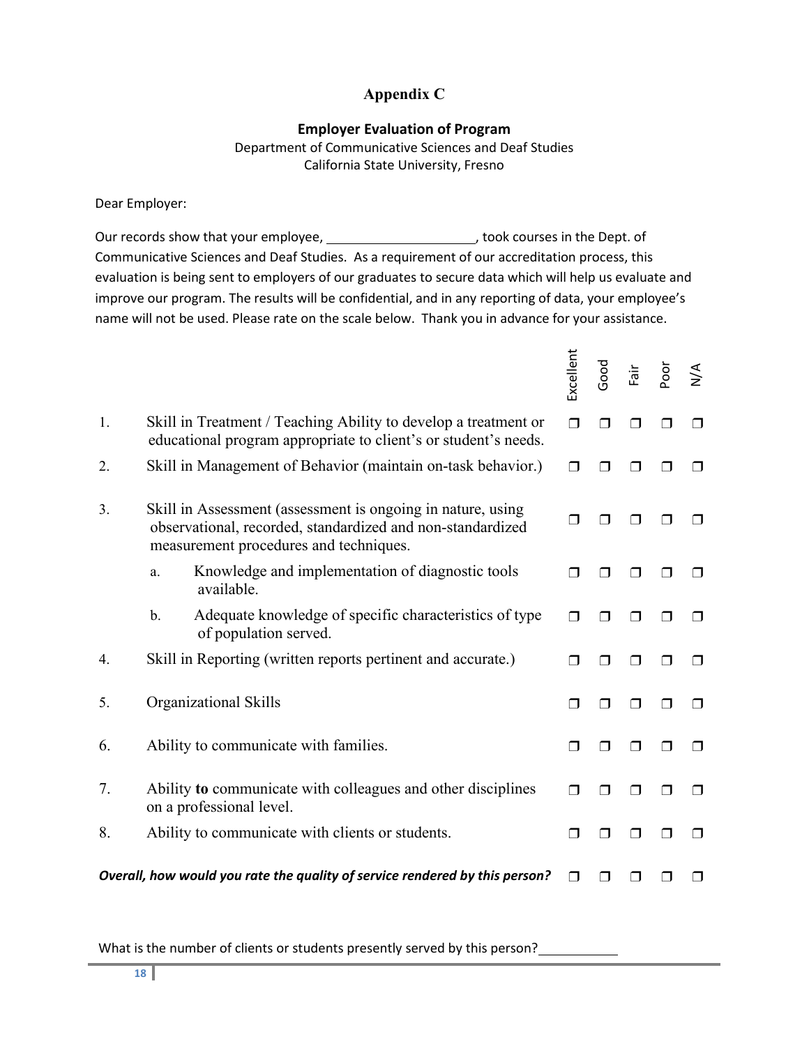# Appendix C

## Employer Evaluation of Program

Department of Communicative Sciences and Deaf Studies
California State University, Fresno

Dear Employer:

Our records show that your employee, ____________________, took courses in the Dept. of Communicative Sciences and Deaf Studies. As a requirement of our accreditation process, this evaluation is being sent to employers of our graduates to secure data which will help us evaluate and improve our program. The results will be confidential, and in any reporting of data, your employee's name will not be used. Please rate on the scale below. Thank you in advance for your assistance.

| | | Excellent | Good | Fair | Poor | N/A |
|---|---|---|---|---|---|---|
| 1. | Skill in Treatment / Teaching Ability to develop a treatment or educational program appropriate to client's or student's needs. | ❐ | ❐ | ❐ | ❐ | ❐ |
| 2. | Skill in Management of Behavior (maintain on-task behavior.) | ❐ | ❐ | ❐ | ❐ | ❐ |
| 3. | Skill in Assessment (assessment is ongoing in nature, using observational, recorded, standardized and non-standardized measurement procedures and techniques. | ❐ | ❐ | ❐ | ❐ | ❐ |
| | a. Knowledge and implementation of diagnostic tools available. | ❐ | ❐ | ❐ | ❐ | ❐ |
| | b. Adequate knowledge of specific characteristics of type of population served. | ❐ | ❐ | ❐ | ❐ | ❐ |
| 4. | Skill in Reporting (written reports pertinent and accurate.) | ❐ | ❐ | ❐ | ❐ | ❐ |
| 5. | Organizational Skills | ❐ | ❐ | ❐ | ❐ | ❐ |
| 6. | Ability to communicate with families. | ❐ | ❐ | ❐ | ❐ | ❐ |
| 7. | Ability **to** communicate with colleagues and other disciplines on a professional level. | ❐ | ❐ | ❐ | ❐ | ❐ |
| 8. | Ability to communicate with clients or students. | ❐ | ❐ | ❐ | ❐ | ❐ |
| ***Overall, how would you rate the quality of service rendered by this person?*** | | ❐ | ❐ | ❐ | ❐ | ❐ |

What is the number of clients or students presently served by this person? ___________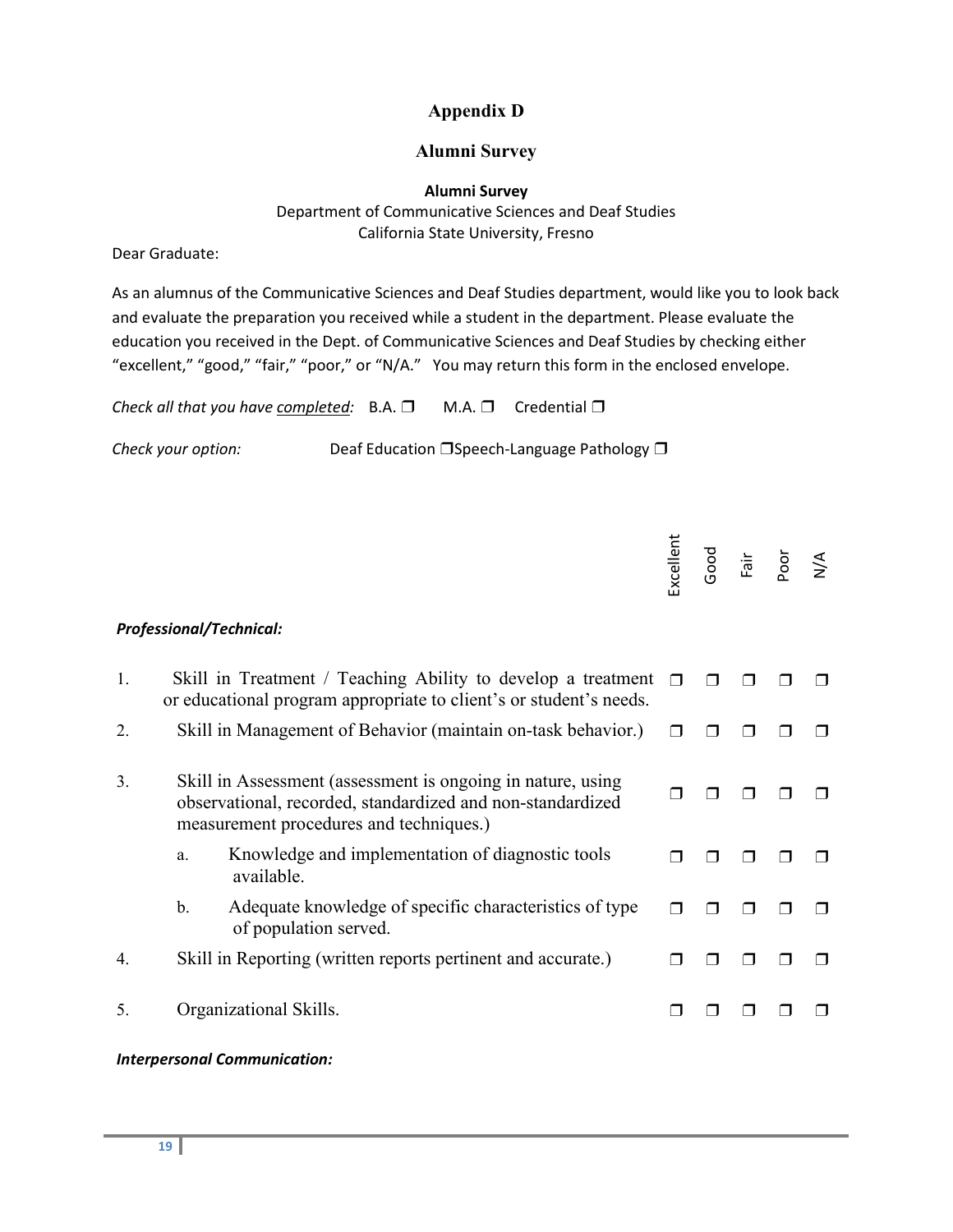# Appendix D

## Alumni Survey

**Alumni Survey**
Department of Communicative Sciences and Deaf Studies
California State University, Fresno

Dear Graduate:

As an alumnus of the Communicative Sciences and Deaf Studies department, would like you to look back and evaluate the preparation you received while a student in the department. Please evaluate the education you received in the Dept. of Communicative Sciences and Deaf Studies by checking either "excellent," "good," "fair," "poor," or "N/A." You may return this form in the enclosed envelope.

*Check all that you have completed:* B.A. ❐ M.A. ❐ Credential ❐

*Check your option:* Deaf Education ❐ Speech-Language Pathology ❐

| | | Excellent | Good | Fair | Poor | N/A |
|---|---|---|---|---|---|---|
| ***Professional/Technical:*** | | | | | | |
| 1. | Skill in Treatment / Teaching Ability to develop a treatment or educational program appropriate to client's or student's needs. | ❐ | ❐ | ❐ | ❐ | ❐ |
| 2. | Skill in Management of Behavior (maintain on-task behavior.) | ❐ | ❐ | ❐ | ❐ | ❐ |
| 3. | Skill in Assessment (assessment is ongoing in nature, using observational, recorded, standardized and non-standardized measurement procedures and techniques.) | ❐ | ❐ | ❐ | ❐ | ❐ |
| | a. Knowledge and implementation of diagnostic tools available. | ❐ | ❐ | ❐ | ❐ | ❐ |
| | b. Adequate knowledge of specific characteristics of type of population served. | ❐ | ❐ | ❐ | ❐ | ❐ |
| 4. | Skill in Reporting (written reports pertinent and accurate.) | ❐ | ❐ | ❐ | ❐ | ❐ |
| 5. | Organizational Skills. | ❐ | ❐ | ❐ | ❐ | ❐ |

***Interpersonal Communication:***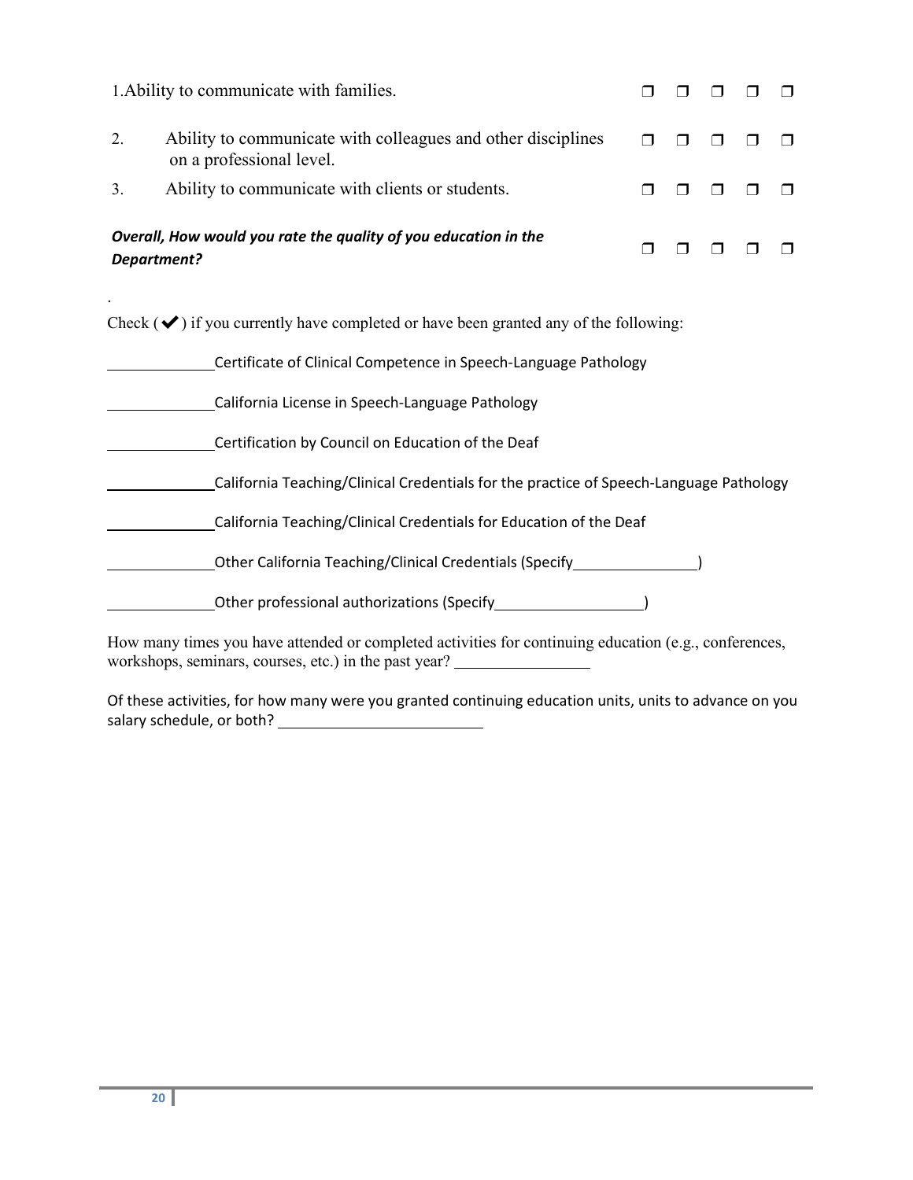| | | | | | |
|---|---|---|---|---|---|
| 1.Ability to communicate with families. | ❐ | ❐ | ❐ | ❐ | ❐ |
| 2. Ability to communicate with colleagues and other disciplines on a professional level. | ❐ | ❐ | ❐ | ❐ | ❐ |
| 3. Ability to communicate with clients or students. | ❐ | ❐ | ❐ | ❐ | ❐ |
| ***Overall, How would you rate the quality of you education in the Department?*** | ❐ | ❐ | ❐ | ❐ | ❐ |

.

Check (✔) if you currently have completed or have been granted any of the following:

_____________Certificate of Clinical Competence in Speech-Language Pathology

_____________California License in Speech-Language Pathology

_____________Certification by Council on Education of the Deaf

_____________California Teaching/Clinical Credentials for the practice of Speech-Language Pathology

_____________California Teaching/Clinical Credentials for Education of the Deaf

_____________Other California Teaching/Clinical Credentials (Specify_______________)

_____________Other professional authorizations (Specify__________________)

How many times you have attended or completed activities for continuing education (e.g., conferences, workshops, seminars, courses, etc.) in the past year? ________________

Of these activities, for how many were you granted continuing education units, units to advance on you salary schedule, or both? ________________________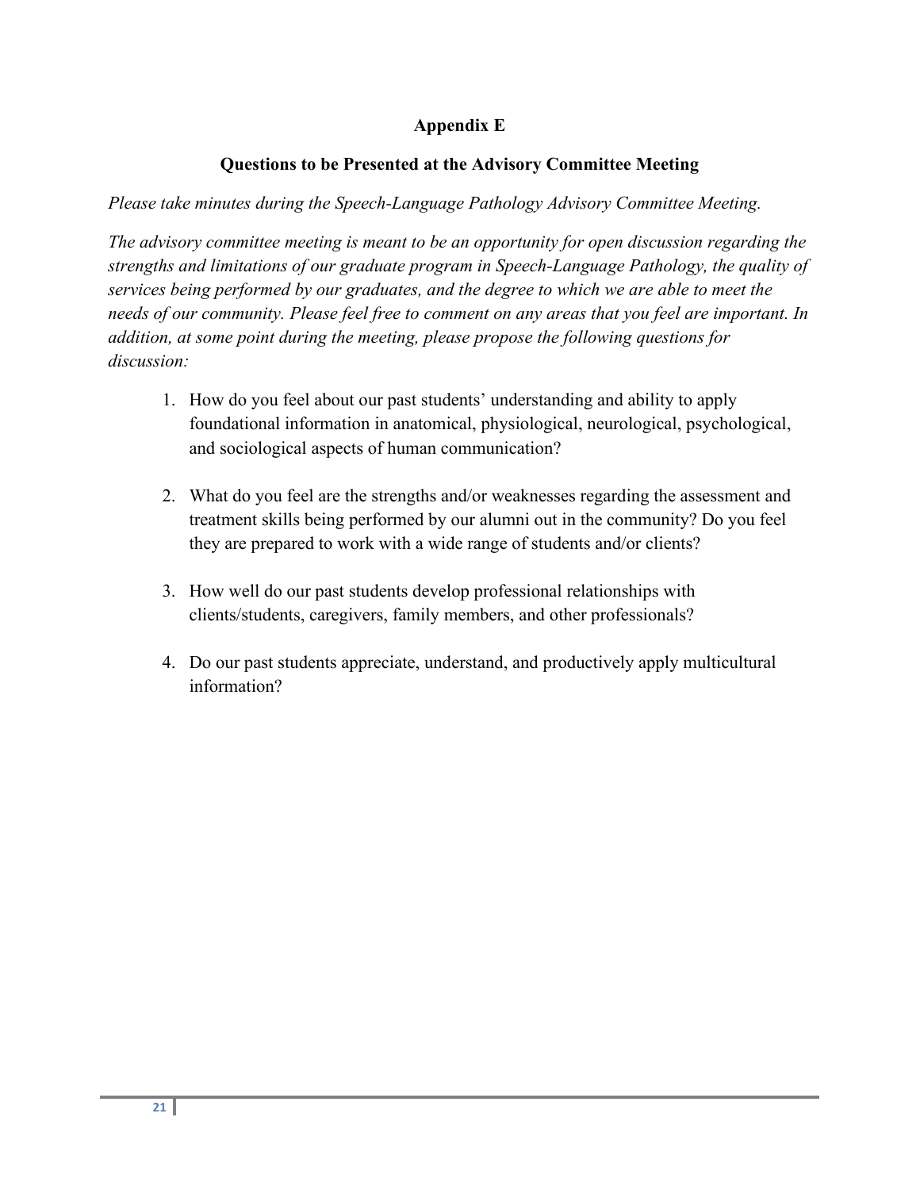## Appendix E

## Questions to be Presented at the Advisory Committee Meeting

*Please take minutes during the Speech-Language Pathology Advisory Committee Meeting.*

*The advisory committee meeting is meant to be an opportunity for open discussion regarding the strengths and limitations of our graduate program in Speech-Language Pathology, the quality of services being performed by our graduates, and the degree to which we are able to meet the needs of our community. Please feel free to comment on any areas that you feel are important. In addition, at some point during the meeting, please propose the following questions for discussion:*

1. How do you feel about our past students' understanding and ability to apply foundational information in anatomical, physiological, neurological, psychological, and sociological aspects of human communication?

2. What do you feel are the strengths and/or weaknesses regarding the assessment and treatment skills being performed by our alumni out in the community? Do you feel they are prepared to work with a wide range of students and/or clients?

3. How well do our past students develop professional relationships with clients/students, caregivers, family members, and other professionals?

4. Do our past students appreciate, understand, and productively apply multicultural information?